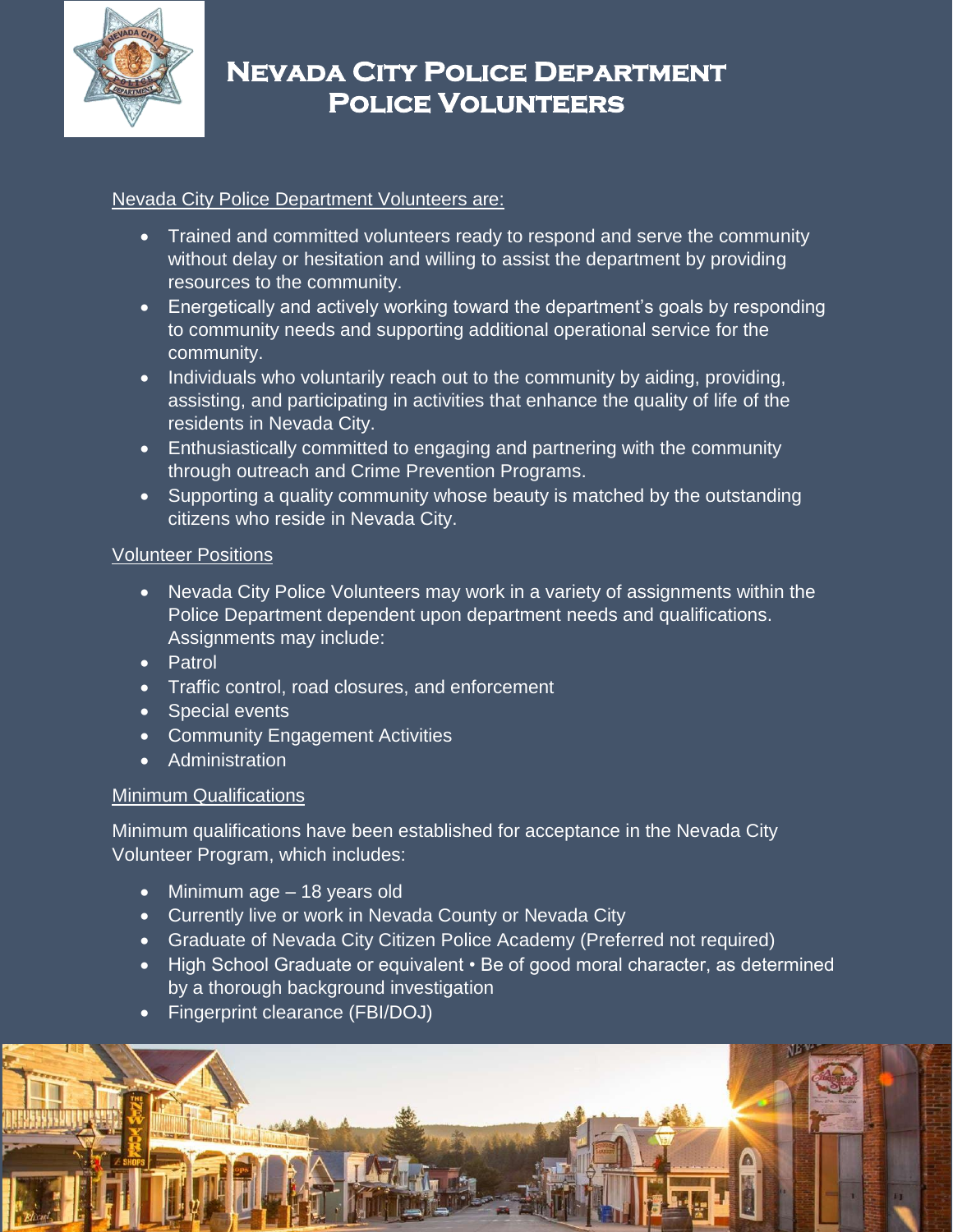# Nevada City Police Department
## Police Volunteers

Nevada City Police Department Volunteers are:

- Trained and committed volunteers ready to respond and serve the community without delay or hesitation and willing to assist the department by providing resources to the community.
- Energetically and actively working toward the department's goals by responding to community needs and supporting additional operational service for the community.
- Individuals who voluntarily reach out to the community by aiding, providing, assisting, and participating in activities that enhance the quality of life of the residents in Nevada City.
- Enthusiastically committed to engaging and partnering with the community through outreach and Crime Prevention Programs.
- Supporting a quality community whose beauty is matched by the outstanding citizens who reside in Nevada City.

Volunteer Positions

- Nevada City Police Volunteers may work in a variety of assignments within the Police Department dependent upon department needs and qualifications. Assignments may include:
- Patrol
- Traffic control, road closures, and enforcement
- Special events
- Community Engagement Activities
- Administration

Minimum Qualifications

Minimum qualifications have been established for acceptance in the Nevada City Volunteer Program, which includes:

- Minimum age – 18 years old
- Currently live or work in Nevada County or Nevada City
- Graduate of Nevada City Citizen Police Academy (Preferred not required)
- High School Graduate or equivalent • Be of good moral character, as determined by a thorough background investigation
- Fingerprint clearance (FBI/DOJ)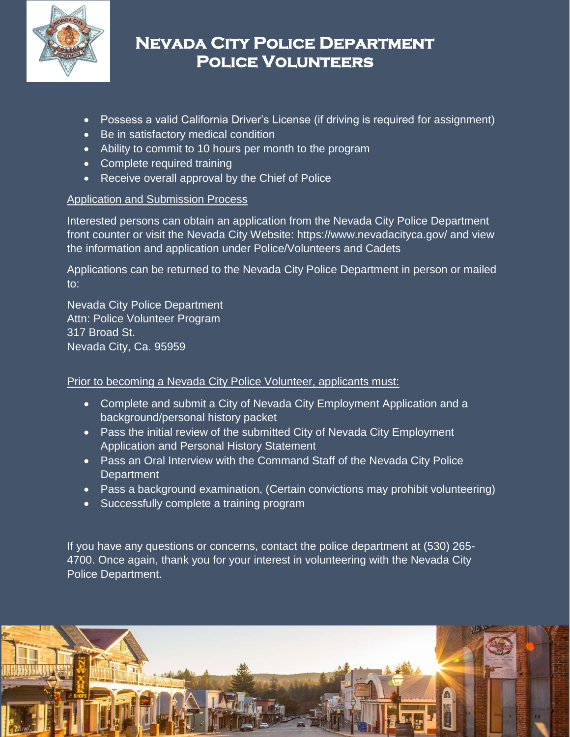# Nevada City Police Department
## Police Volunteers

- Possess a valid California Driver's License (if driving is required for assignment)
- Be in satisfactory medical condition
- Ability to commit to 10 hours per month to the program
- Complete required training
- Receive overall approval by the Chief of Police

Application and Submission Process

Interested persons can obtain an application from the Nevada City Police Department front counter or visit the Nevada City Website: https://www.nevadacityca.gov/ and view the information and application under Police/Volunteers and Cadets

Applications can be returned to the Nevada City Police Department in person or mailed to:

Nevada City Police Department
Attn: Police Volunteer Program
317 Broad St.
Nevada City, Ca. 95959

Prior to becoming a Nevada City Police Volunteer, applicants must:

- Complete and submit a City of Nevada City Employment Application and a background/personal history packet
- Pass the initial review of the submitted City of Nevada City Employment Application and Personal History Statement
- Pass an Oral Interview with the Command Staff of the Nevada City Police Department
- Pass a background examination, (Certain convictions may prohibit volunteering)
- Successfully complete a training program

If you have any questions or concerns, contact the police department at (530) 265-4700. Once again, thank you for your interest in volunteering with the Nevada City Police Department.